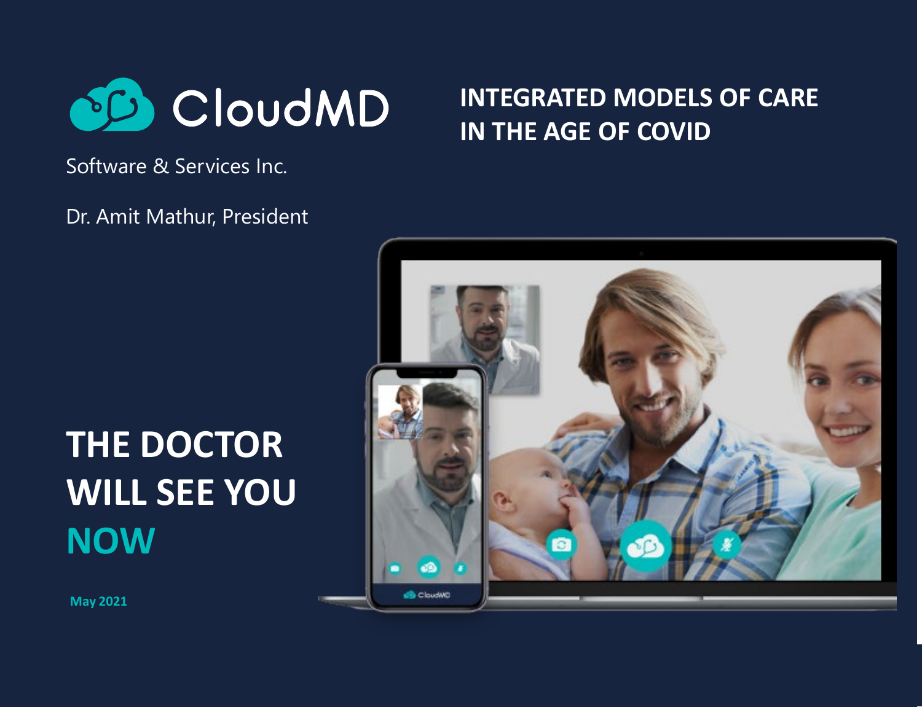CloudMD

Software & Services Inc.

Dr. Amit Mathur, President

# INTEGRATED MODELS OF CARE IN THE AGE OF COVID

## THE DOCTOR WILL SEE YOU NOW

May 2021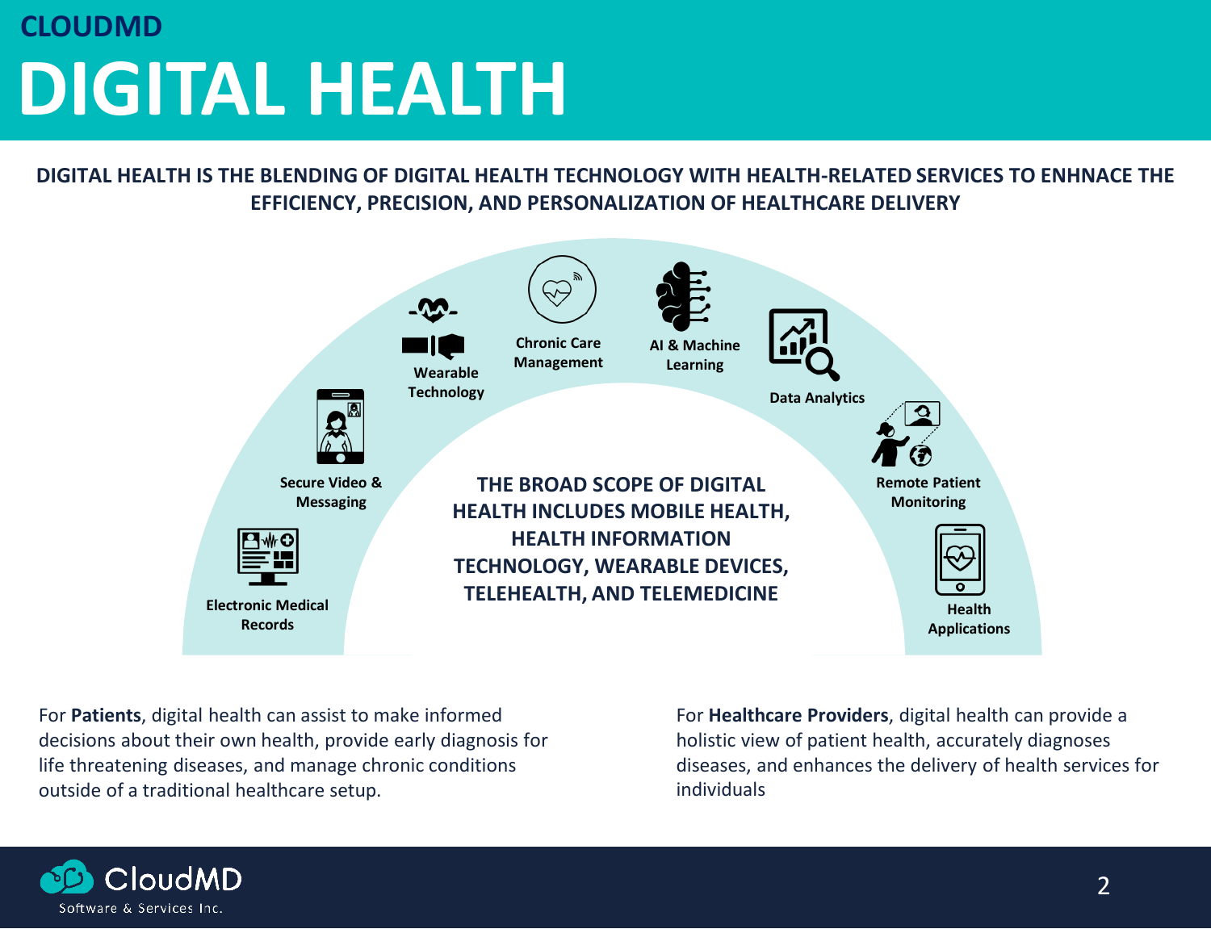# CLOUDMD

# DIGITAL HEALTH

**DIGITAL HEALTH IS THE BLENDING OF DIGITAL HEALTH TECHNOLOGY WITH HEALTH-RELATED SERVICES TO ENHNACE THE EFFICIENCY, PRECISION, AND PERSONALIZATION OF HEALTHCARE DELIVERY**

- Electronic Medical Records
- Secure Video & Messaging
- Wearable Technology
- Chronic Care Management
- AI & Machine Learning
- Data Analytics
- Remote Patient Monitoring
- Health Applications

**THE BROAD SCOPE OF DIGITAL HEALTH INCLUDES MOBILE HEALTH, HEALTH INFORMATION TECHNOLOGY, WEARABLE DEVICES, TELEHEALTH, AND TELEMEDICINE**

For **Patients**, digital health can assist to make informed decisions about their own health, provide early diagnosis for life threatening diseases, and manage chronic conditions outside of a traditional healthcare setup.

For **Healthcare Providers**, digital health can provide a holistic view of patient health, accurately diagnoses diseases, and enhances the delivery of health services for individuals

CloudMD Software & Services Inc.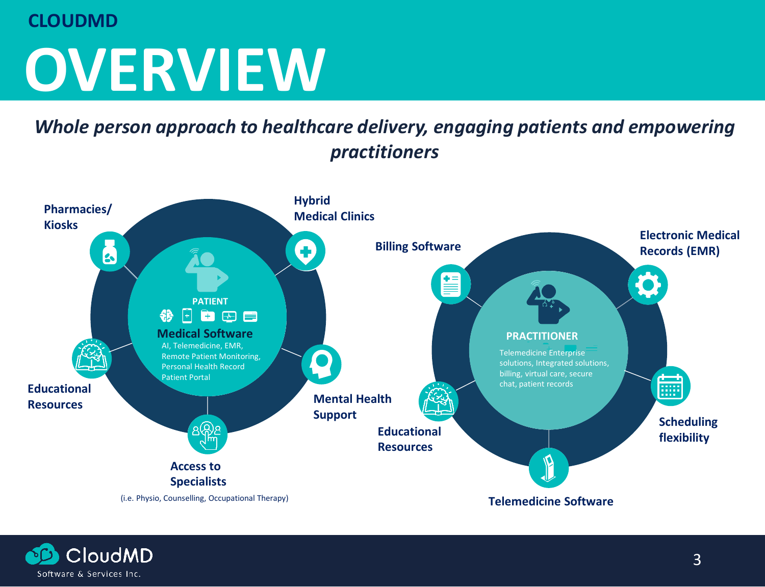## CLOUDMD

# OVERVIEW

***Whole person approach to healthcare delivery, engaging patients and empowering practitioners***

**PATIENT**

**Medical Software**
AI, Telemedicine, EMR, Remote Patient Monitoring, Personal Health Record Patient Portal

- **Pharmacies/ Kiosks**
- **Hybrid Medical Clinics**
- **Mental Health Support**
- **Access to Specialists** (i.e. Physio, Counselling, Occupational Therapy)
- **Educational Resources**

**PRACTITIONER**

Telemedicine Enterprise solutions, Integrated solutions, billing, virtual care, secure chat, patient records

- **Billing Software**
- **Electronic Medical Records (EMR)**
- **Scheduling flexibility**
- **Telemedicine Software**
- **Educational Resources**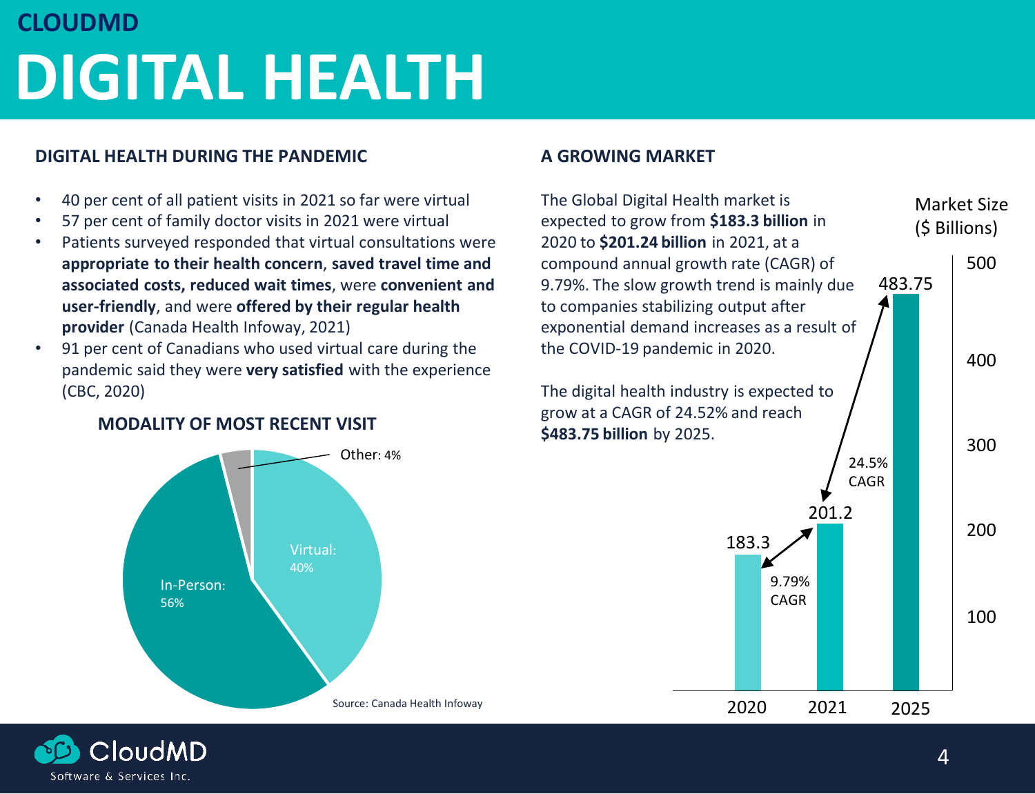CLOUDMD

# DIGITAL HEALTH

## DIGITAL HEALTH DURING THE PANDEMIC

- 40 per cent of all patient visits in 2021 so far were virtual
- 57 per cent of family doctor visits in 2021 were virtual
- Patients surveyed responded that virtual consultations were **appropriate to their health concern**, **saved travel time and associated costs, reduced wait times**, were **convenient and user-friendly**, and were **offered by their regular health provider** (Canada Health Infoway, 2021)
- 91 per cent of Canadians who used virtual care during the pandemic said they were **very satisfied** with the experience (CBC, 2020)

### MODALITY OF MOST RECENT VISIT

| Modality | Share |
|---|---|
| Virtual | 40% |
| In-Person | 56% |
| Other | 4% |

Source: Canada Health Infoway

## A GROWING MARKET

The Global Digital Health market is expected to grow from **$183.3 billion** in 2020 to **$201.24 billion** in 2021, at a compound annual growth rate (CAGR) of 9.79%. The slow growth trend is mainly due to companies stabilizing output after exponential demand increases as a result of the COVID-19 pandemic in 2020.

The digital health industry is expected to grow at a CAGR of 24.52% and reach **$483.75 billion** by 2025.

Market Size ($ Billions)

| Year | Market Size |
|---|---|
| 2020 | 183.3 |
| 2021 | 201.2 |
| 2025 | 483.75 |

2020–2021: 9.79% CAGR

2021–2025: 24.5% CAGR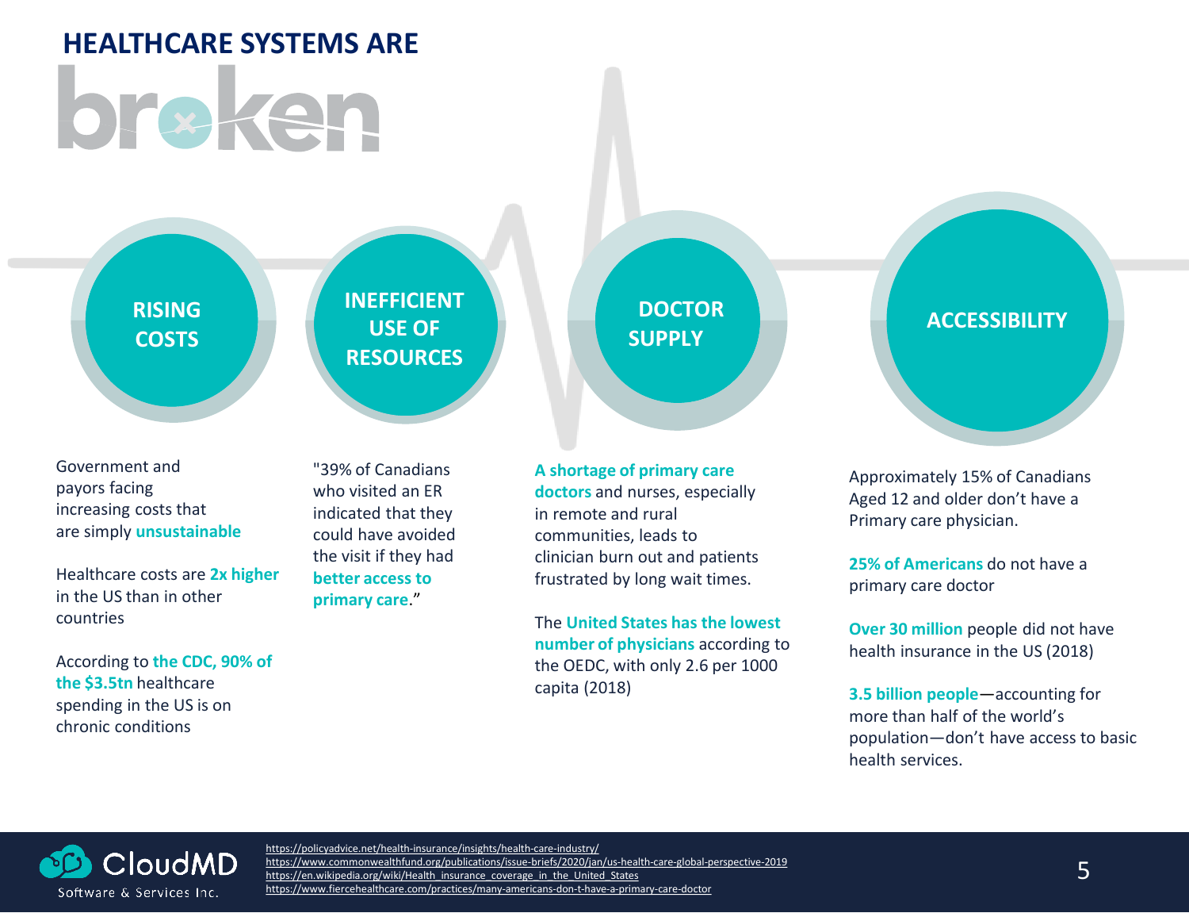# HEALTHCARE SYSTEMS ARE broken

## RISING COSTS

Government and payors facing increasing costs that are simply **unsustainable**

Healthcare costs are **2x higher** in the US than in other countries

According to **the CDC, 90% of the $3.5tn** healthcare spending in the US is on chronic conditions

## INEFFICIENT USE OF RESOURCES

"39% of Canadians who visited an ER indicated that they could have avoided the visit if they had **better access to primary care**."

## DOCTOR SUPPLY

**A shortage of primary care doctors** and nurses, especially in remote and rural communities, leads to clinician burn out and patients frustrated by long wait times.

The **United States has the lowest number of physicians** according to the OEDC, with only 2.6 per 1000 capita (2018)

## ACCESSIBILITY

Approximately 15% of Canadians Aged 12 and older don't have a Primary care physician.

**25% of Americans** do not have a primary care doctor

**Over 30 million** people did not have health insurance in the US (2018)

**3.5 billion people**—accounting for more than half of the world's population—don't have access to basic health services.

CloudMD Software & Services Inc.

https://policyadvice.net/health-insurance/insights/health-care-industry/
https://www.commonwealthfund.org/publications/issue-briefs/2020/jan/us-health-care-global-perspective-2019
https://en.wikipedia.org/wiki/Health_insurance_coverage_in_the_United_States
https://www.fiercehealthcare.com/practices/many-americans-don-t-have-a-primary-care-doctor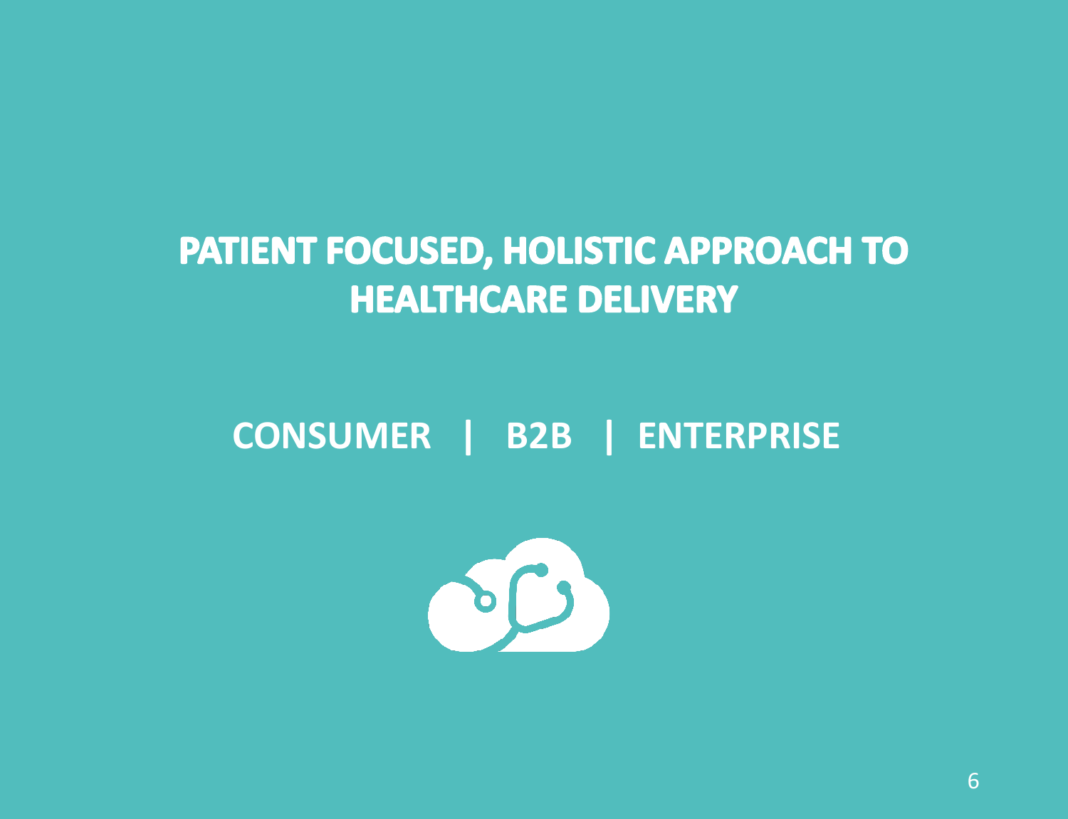# PATIENT FOCUSED, HOLISTIC APPROACH TO HEALTHCARE DELIVERY

## CONSUMER | B2B | ENTERPRISE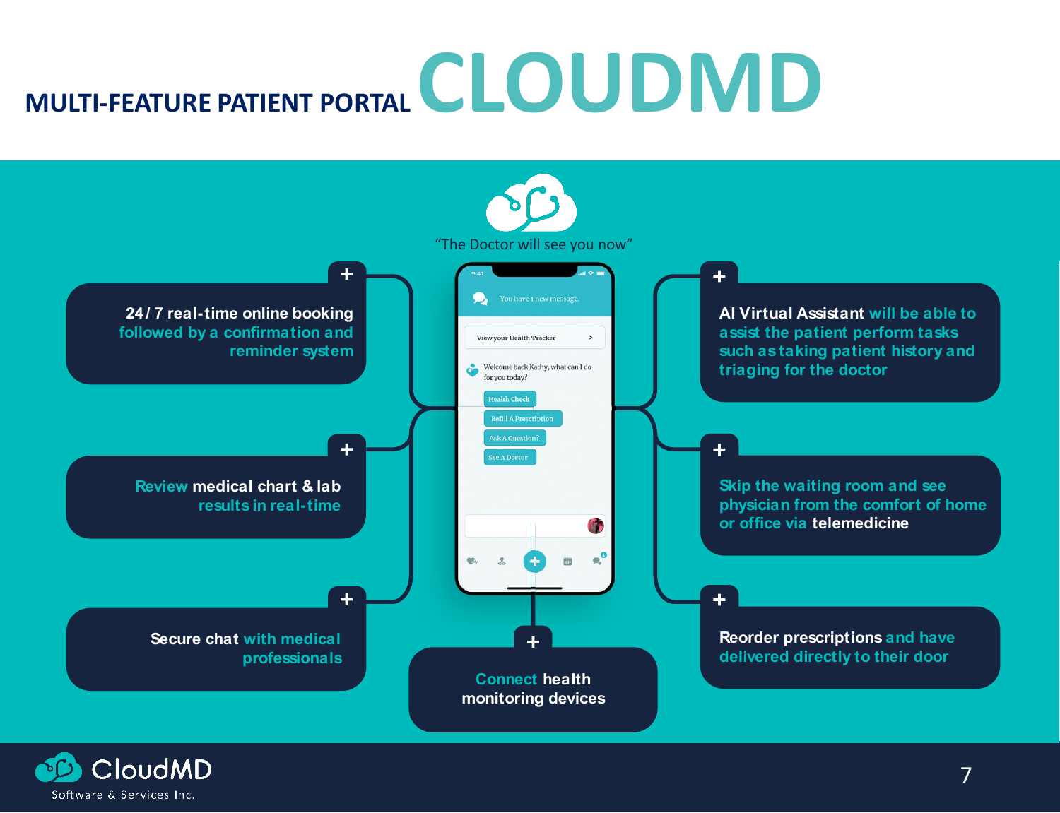# MULTI-FEATURE PATIENT PORTAL CLOUDMD

"The Doctor will see you now"

- 24/ 7 real-time online booking followed by a confirmation and reminder system
- Review medical chart & lab results in real-time
- Secure chat with medical professionals
- Connect health monitoring devices
- AI Virtual Assistant will be able to assist the patient perform tasks such as taking patient history and triaging for the doctor
- Skip the waiting room and see physician from the comfort of home or office via telemedicine
- Reorder prescriptions and have delivered directly to their door

CloudMD Software & Services Inc.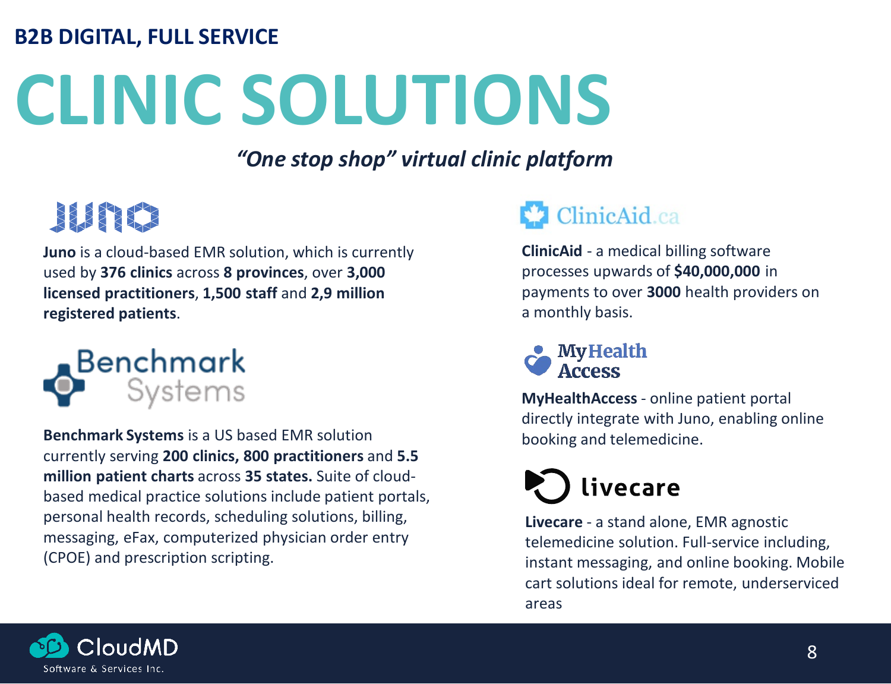**B2B DIGITAL, FULL SERVICE**

# CLINIC SOLUTIONS

*"One stop shop" virtual clinic platform*

**Juno** is a cloud-based EMR solution, which is currently used by **376 clinics** across **8 provinces**, over **3,000 licensed practitioners**, **1,500 staff** and **2,9 million registered patients**.

**Benchmark Systems** is a US based EMR solution currently serving **200 clinics, 800 practitioners** and **5.5 million patient charts** across **35 states.** Suite of cloud-based medical practice solutions include patient portals, personal health records, scheduling solutions, billing, messaging, eFax, computerized physician order entry (CPOE) and prescription scripting.

**ClinicAid** - a medical billing software processes upwards of **$40,000,000** in payments to over **3000** health providers on a monthly basis.

**MyHealthAccess** - online patient portal directly integrate with Juno, enabling online booking and telemedicine.

**Livecare** - a stand alone, EMR agnostic telemedicine solution. Full-service including, instant messaging, and online booking. Mobile cart solutions ideal for remote, underserviced areas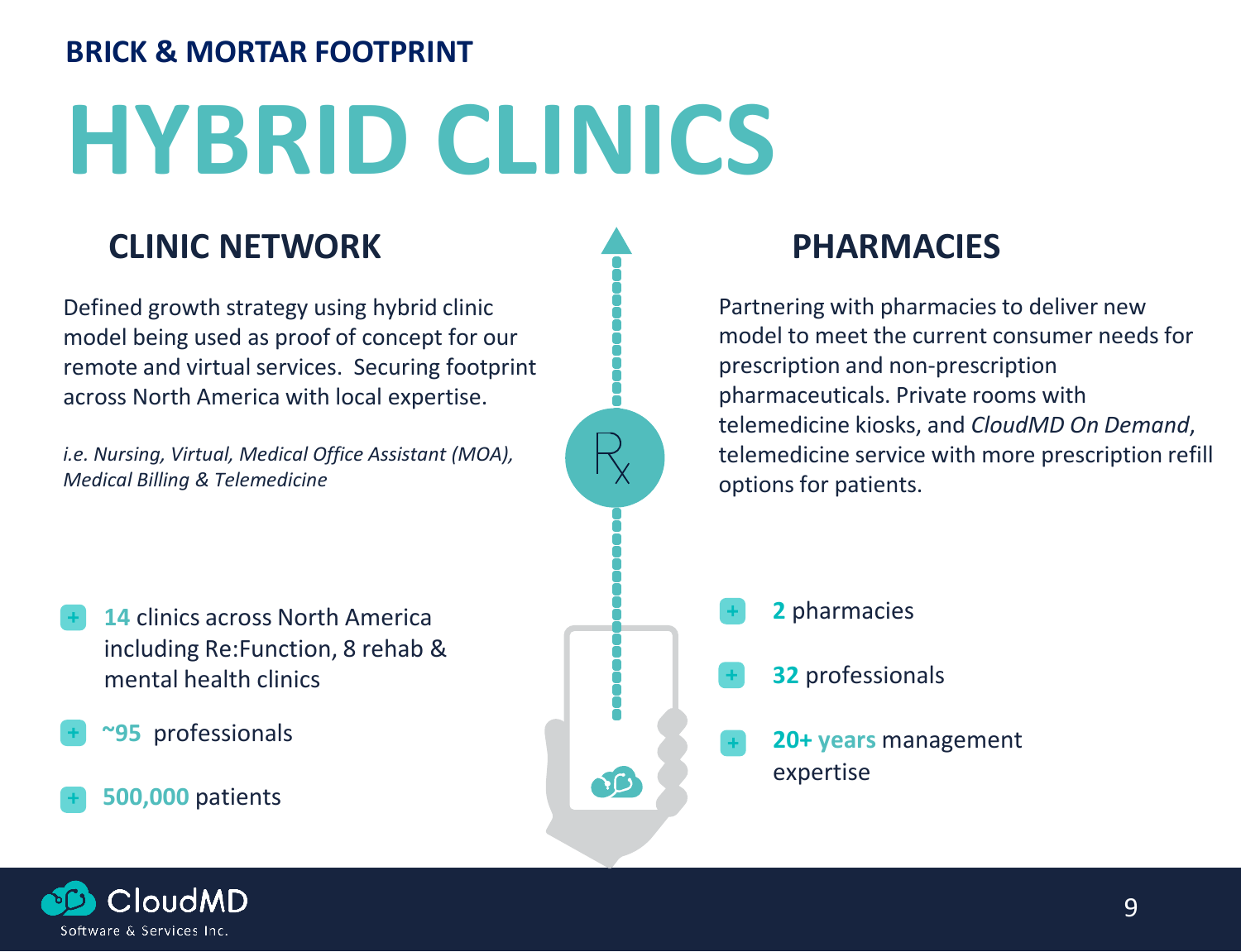## BRICK & MORTAR FOOTPRINT

# HYBRID CLINICS

### CLINIC NETWORK

Defined growth strategy using hybrid clinic model being used as proof of concept for our remote and virtual services. Securing footprint across North America with local expertise.

*i.e. Nursing, Virtual, Medical Office Assistant (MOA), Medical Billing & Telemedicine*

- **14** clinics across North America including Re:Function, 8 rehab & mental health clinics
- **~95** professionals
- **500,000** patients

### PHARMACIES

Partnering with pharmacies to deliver new model to meet the current consumer needs for prescription and non-prescription pharmaceuticals. Private rooms with telemedicine kiosks, and *CloudMD On Demand*, telemedicine service with more prescription refill options for patients.

- **2** pharmacies
- **32** professionals
- **20+ years** management expertise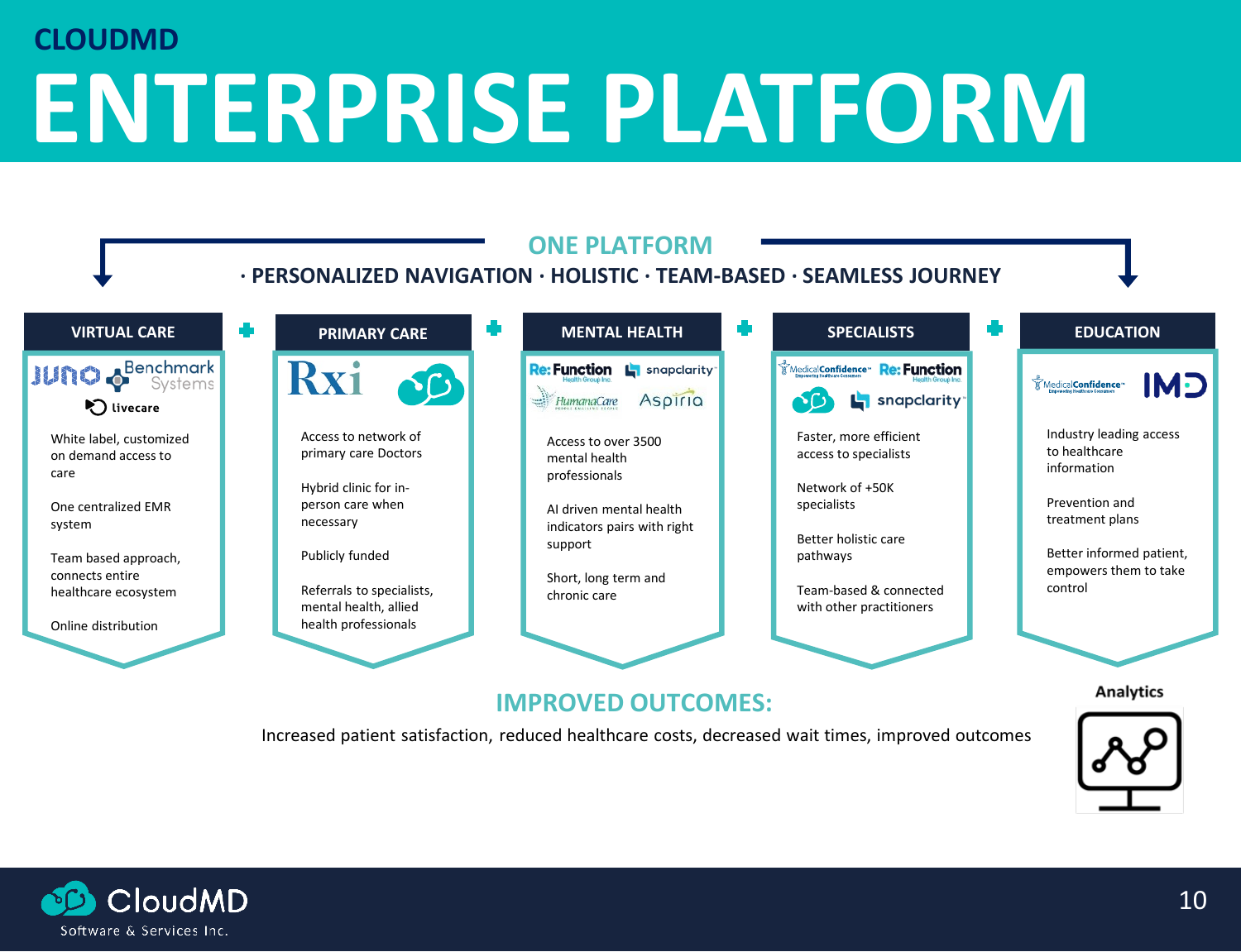CLOUDMD

# ENTERPRISE PLATFORM

## ONE PLATFORM

**· PERSONALIZED NAVIGATION · HOLISTIC · TEAM-BASED · SEAMLESS JOURNEY**

### VIRTUAL CARE

Juno · Benchmark Systems · livecare

- White label, customized on demand access to care
- One centralized EMR system
- Team based approach, connects entire healthcare ecosystem
- Online distribution

### PRIMARY CARE

Rxi

- Access to network of primary care Doctors
- Hybrid clinic for in-person care when necessary
- Publicly funded
- Referrals to specialists, mental health, allied health professionals

### MENTAL HEALTH

Re:Function Health Group Inc. · snapclarity · HumanaCare · Aspiria

- Access to over 3500 mental health professionals
- AI driven mental health indicators pairs with right support
- Short, long term and chronic care

### SPECIALISTS

MedicalConfidence · Re:Function Health Group Inc. · snapclarity

- Faster, more efficient access to specialists
- Network of +50K specialists
- Better holistic care pathways
- Team-based & connected with other practitioners

### EDUCATION

MedicalConfidence · IMD

- Industry leading access to healthcare information
- Prevention and treatment plans
- Better informed patient, empowers them to take control

## IMPROVED OUTCOMES:

Increased patient satisfaction, reduced healthcare costs, decreased wait times, improved outcomes

Analytics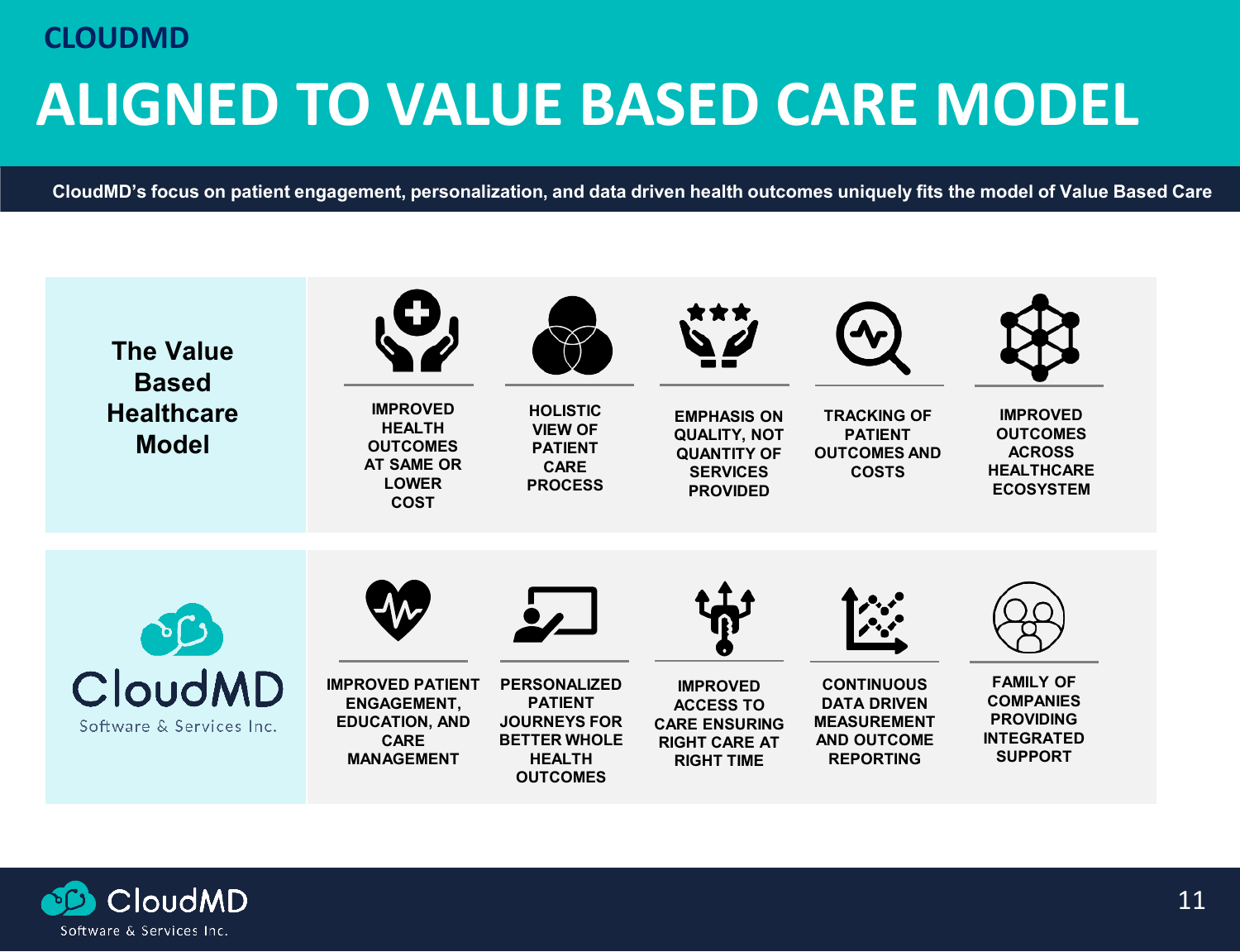CLOUDMD

# ALIGNED TO VALUE BASED CARE MODEL

**CloudMD's focus on patient engagement, personalization, and data driven health outcomes uniquely fits the model of Value Based Care**

| | | | | | |
|---|---|---|---|---|---|
| **The Value Based Healthcare Model** | IMPROVED HEALTH OUTCOMES AT SAME OR LOWER COST | HOLISTIC VIEW OF PATIENT CARE PROCESS | EMPHASIS ON QUALITY, NOT QUANTITY OF SERVICES PROVIDED | TRACKING OF PATIENT OUTCOMES AND COSTS | IMPROVED OUTCOMES ACROSS HEALTHCARE ECOSYSTEM |
| **CloudMD Software & Services Inc.** | IMPROVED PATIENT ENGAGEMENT, EDUCATION, AND CARE MANAGEMENT | PERSONALIZED PATIENT JOURNEYS FOR BETTER WHOLE HEALTH OUTCOMES | IMPROVED ACCESS TO CARE ENSURING RIGHT CARE AT RIGHT TIME | CONTINUOUS DATA DRIVEN MEASUREMENT AND OUTCOME REPORTING | FAMILY OF COMPANIES PROVIDING INTEGRATED SUPPORT |